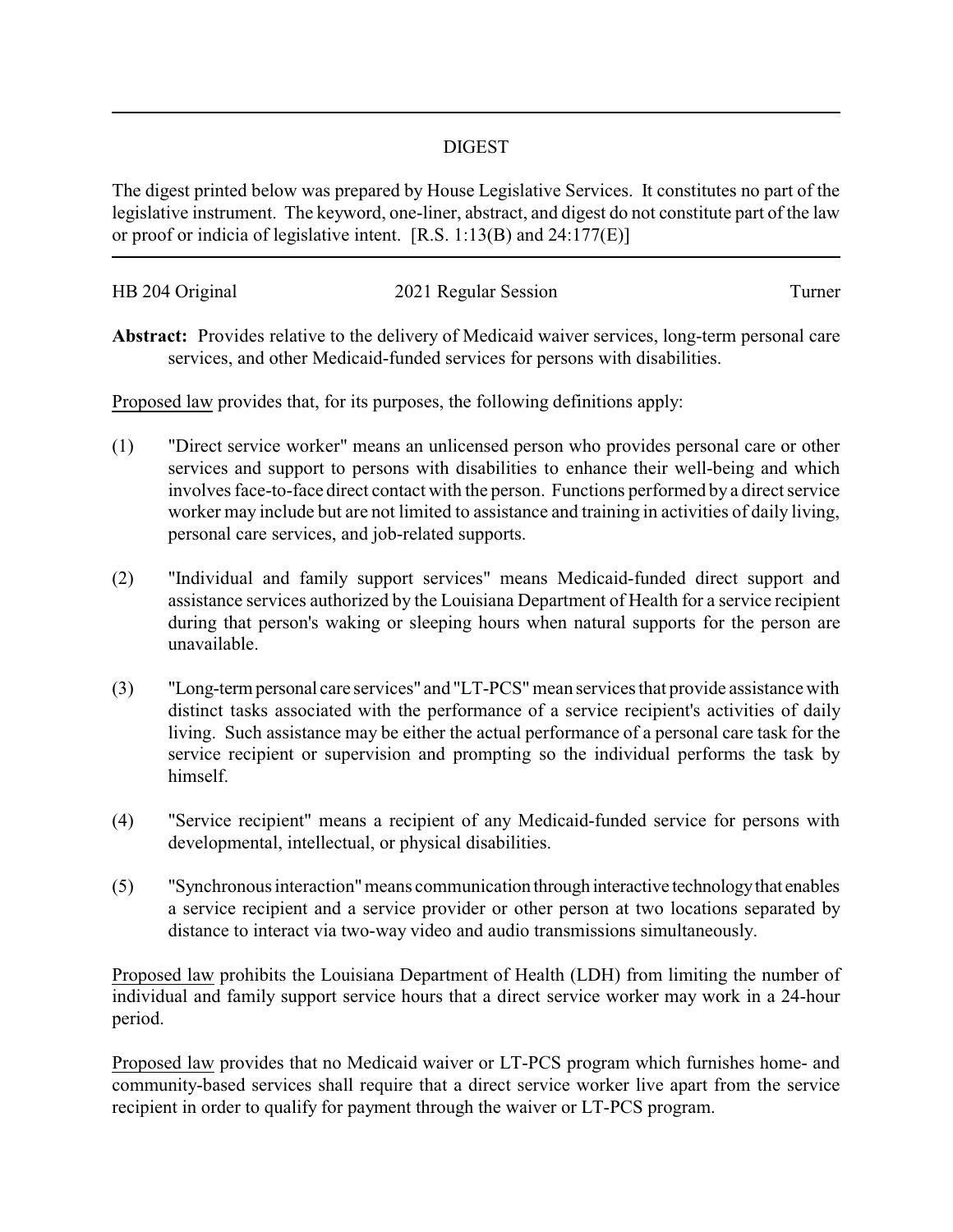## DIGEST

The digest printed below was prepared by House Legislative Services. It constitutes no part of the legislative instrument. The keyword, one-liner, abstract, and digest do not constitute part of the law or proof or indicia of legislative intent. [R.S. 1:13(B) and 24:177(E)]

HB 204 Original 2021 Regular Session Turner

**Abstract:** Provides relative to the delivery of Medicaid waiver services, long-term personal care services, and other Medicaid-funded services for persons with disabilities.

Proposed law provides that, for its purposes, the following definitions apply:

(1) "Direct service worker" means an unlicensed person who provides personal care or other services and support to persons with disabilities to enhance their well-being and which involves face-to-face direct contact with the person. Functions performed by a direct service worker may include but are not limited to assistance and training in activities of daily living, personal care services, and job-related supports.

(2) "Individual and family support services" means Medicaid-funded direct support and assistance services authorized by the Louisiana Department of Health for a service recipient during that person's waking or sleeping hours when natural supports for the person are unavailable.

(3) "Long-term personal care services" and "LT-PCS" mean services that provide assistance with distinct tasks associated with the performance of a service recipient's activities of daily living. Such assistance may be either the actual performance of a personal care task for the service recipient or supervision and prompting so the individual performs the task by himself.

(4) "Service recipient" means a recipient of any Medicaid-funded service for persons with developmental, intellectual, or physical disabilities.

(5) "Synchronous interaction" means communication through interactive technology that enables a service recipient and a service provider or other person at two locations separated by distance to interact via two-way video and audio transmissions simultaneously.

Proposed law prohibits the Louisiana Department of Health (LDH) from limiting the number of individual and family support service hours that a direct service worker may work in a 24-hour period.

Proposed law provides that no Medicaid waiver or LT-PCS program which furnishes home- and community-based services shall require that a direct service worker live apart from the service recipient in order to qualify for payment through the waiver or LT-PCS program.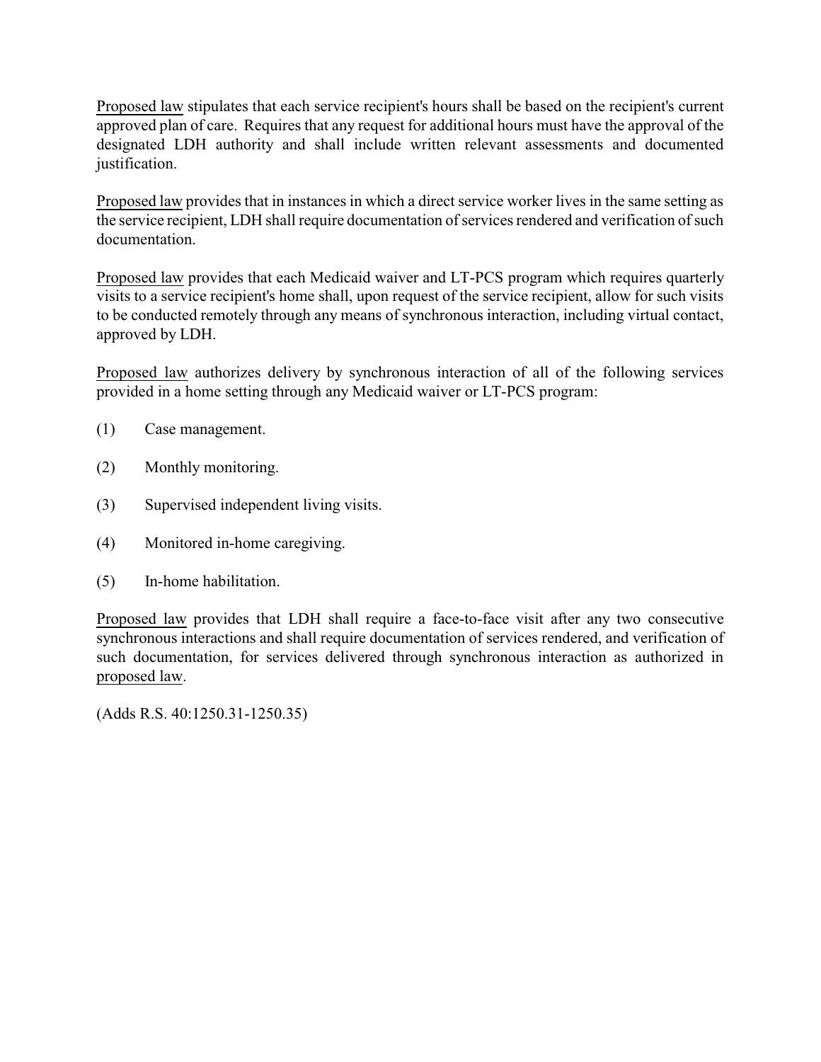Proposed law stipulates that each service recipient's hours shall be based on the recipient's current approved plan of care. Requires that any request for additional hours must have the approval of the designated LDH authority and shall include written relevant assessments and documented justification.

Proposed law provides that in instances in which a direct service worker lives in the same setting as the service recipient, LDH shall require documentation of services rendered and verification of such documentation.

Proposed law provides that each Medicaid waiver and LT-PCS program which requires quarterly visits to a service recipient's home shall, upon request of the service recipient, allow for such visits to be conducted remotely through any means of synchronous interaction, including virtual contact, approved by LDH.

Proposed law authorizes delivery by synchronous interaction of all of the following services provided in a home setting through any Medicaid waiver or LT-PCS program:

(1) Case management.

(2) Monthly monitoring.

(3) Supervised independent living visits.

(4) Monitored in-home caregiving.

(5) In-home habilitation.

Proposed law provides that LDH shall require a face-to-face visit after any two consecutive synchronous interactions and shall require documentation of services rendered, and verification of such documentation, for services delivered through synchronous interaction as authorized in proposed law.

(Adds R.S. 40:1250.31-1250.35)